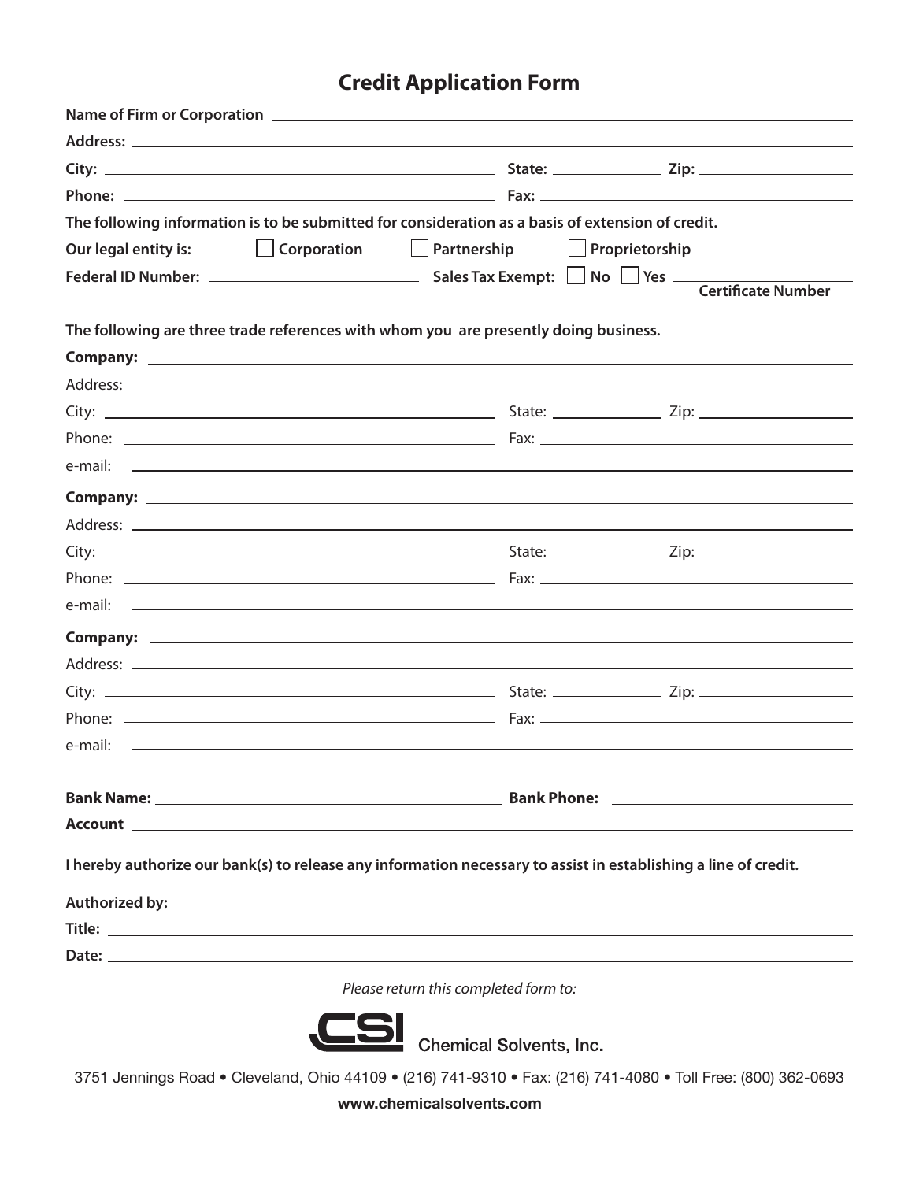# Credit Application Form

**Name of Firm or Corporation** ______________________________

**Address:** ______________________________

**City:** ______________________________ **State:** __________ **Zip:** __________

**Phone:** ______________________________ **Fax:** ______________________________

**The following information is to be submitted for consideration as a basis of extension of credit.**

**Our legal entity is:** ☐ **Corporation** ☐ **Partnership** ☐ **Proprietorship**

**Federal ID Number:** ______________________________ **Sales Tax Exempt:** ☐ **No** ☐ **Yes** ______________________________
**Certificate Number**

**The following are three trade references with whom you are presently doing business.**

**Company:** ______________________________

Address: ______________________________

City: ______________________________ State: __________ Zip: __________

Phone: ______________________________ Fax: ______________________________

e-mail: ______________________________

**Company:** ______________________________

Address: ______________________________

City: ______________________________ State: __________ Zip: __________

Phone: ______________________________ Fax: ______________________________

e-mail: ______________________________

**Company:** ______________________________

Address: ______________________________

City: ______________________________ State: __________ Zip: __________

Phone: ______________________________ Fax: ______________________________

e-mail: ______________________________

**Bank Name:** ______________________________ **Bank Phone:** ______________________________

**Account** ______________________________

**I hereby authorize our bank(s) to release any information necessary to assist in establishing a line of credit.**

**Authorized by:** ______________________________

**Title:** ______________________________

**Date:** ______________________________

*Please return this completed form to:*

CSI Chemical Solvents, Inc.

3751 Jennings Road • Cleveland, Ohio 44109 • (216) 741-9310 • Fax: (216) 741-4080 • Toll Free: (800) 362-0693

**www.chemicalsolvents.com**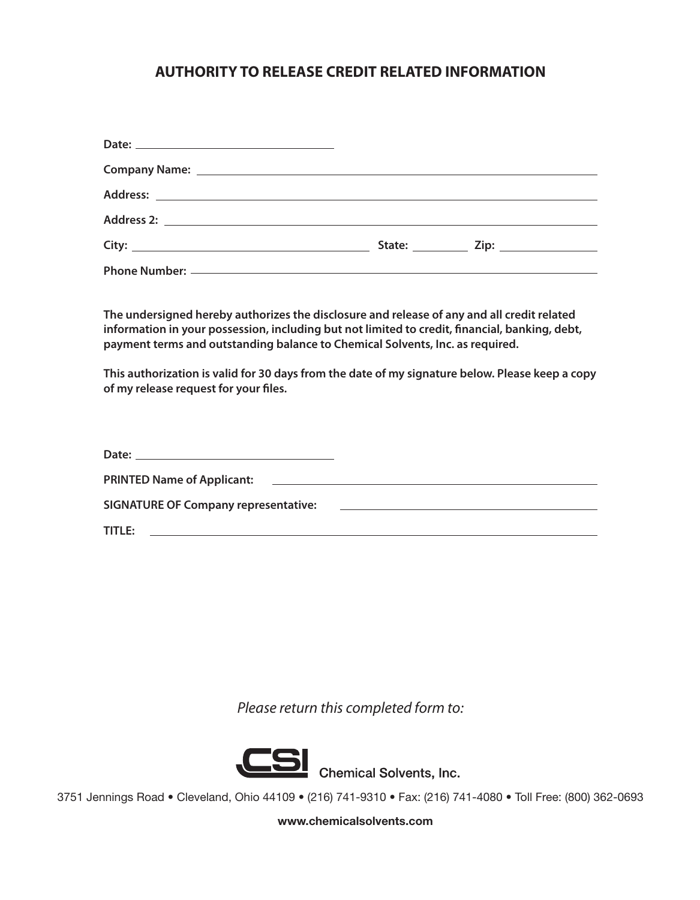# AUTHORITY TO RELEASE CREDIT RELATED INFORMATION

**Date:** ______________________________

**Company Name:** ______________________________________________________________

**Address:** ______________________________________________________________

**Address 2:** ______________________________________________________________

**City:** ______________________________ **State:** __________ **Zip:** ______________

**Phone Number:** ______________________________________________________________

**The undersigned hereby authorizes the disclosure and release of any and all credit related information in your possession, including but not limited to credit, financial, banking, debt, payment terms and outstanding balance to Chemical Solvents, Inc. as required.**

**This authorization is valid for 30 days from the date of my signature below. Please keep a copy of my release request for your files.**

**Date:** ______________________________

**PRINTED Name of Applicant:** ______________________________________________

**SIGNATURE OF Company representative:** ______________________________________

**TITLE:** ______________________________________________________________

*Please return this completed form to:*

CSI Chemical Solvents, Inc.

3751 Jennings Road • Cleveland, Ohio 44109 • (216) 741-9310 • Fax: (216) 741-4080 • Toll Free: (800) 362-0693

**www.chemicalsolvents.com**